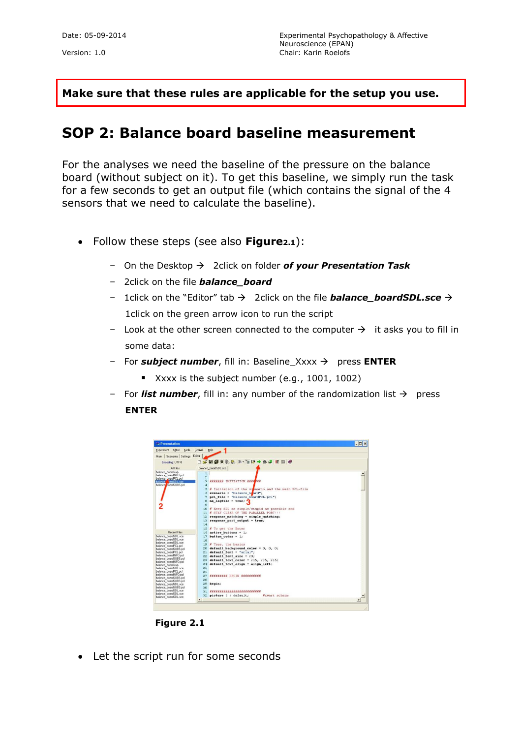Date: 05-09-2014

Version: 1.0

Experimental Psychopathology & Affective Neuroscience (EPAN)
Chair: Karin Roelofs

**Make sure that these rules are applicable for the setup you use.**

# SOP 2: Balance board baseline measurement

For the analyses we need the baseline of the pressure on the balance board (without subject on it). To get this baseline, we simply run the task for a few seconds to get an output file (which contains the signal of the 4 sensors that we need to calculate the baseline).

- Follow these steps (see also **Figure2.1**):
  - On the Desktop → 2click on folder ***of your Presentation Task***
  - 2click on the file ***balance_board***
  - 1click on the “Editor” tab → 2click on the file ***balance_boardSDL.sce*** → 1click on the green arrow icon to run the script
  - Look at the other screen connected to the computer → it asks you to fill in some data:
  - For ***subject number***, fill in: Baseline_Xxxx → press **ENTER**
    - Xxxx is the subject number (e.g., 1001, 1002)
  - For ***list number***, fill in: any number of the randomization list → press **ENTER**

**Figure 2.1**

- Let the script run for some seconds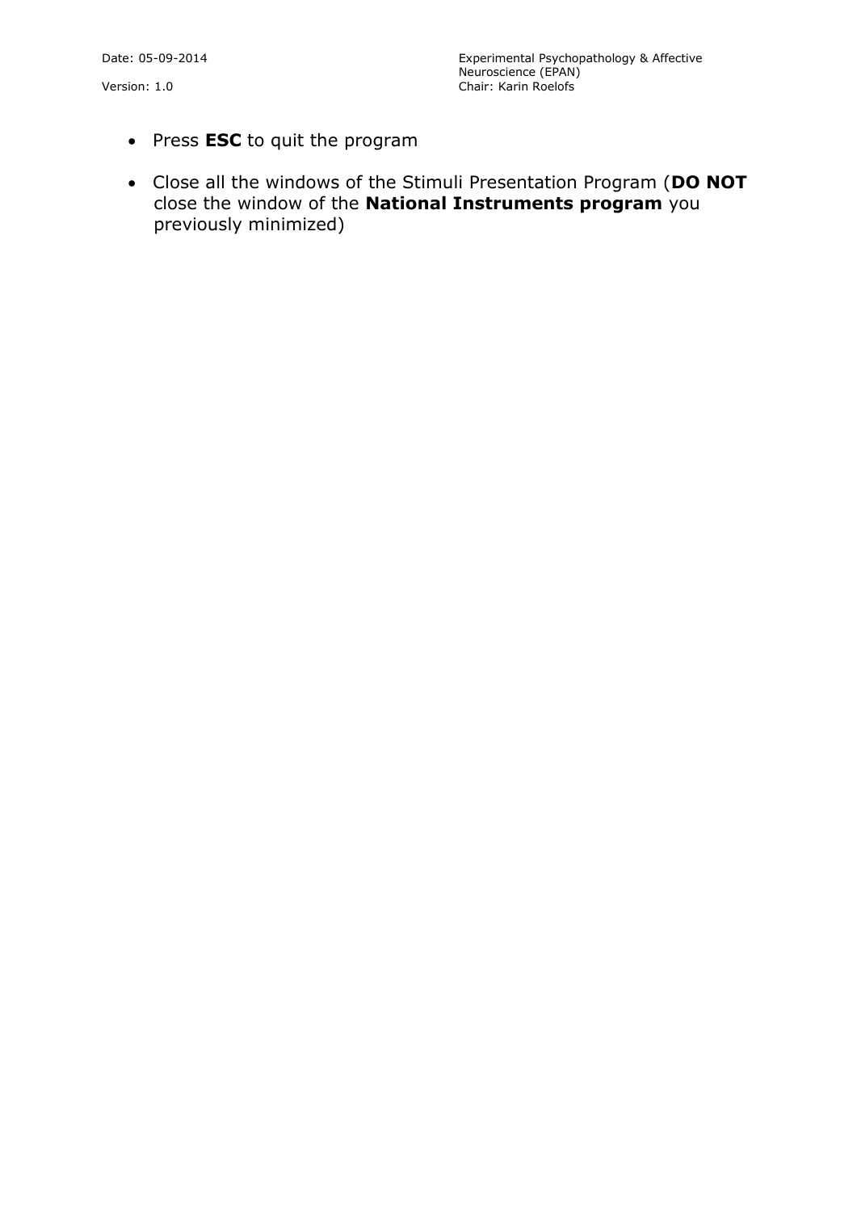- Press **ESC** to quit the program
- Close all the windows of the Stimuli Presentation Program (**DO NOT** close the window of the **National Instruments program** you previously minimized)